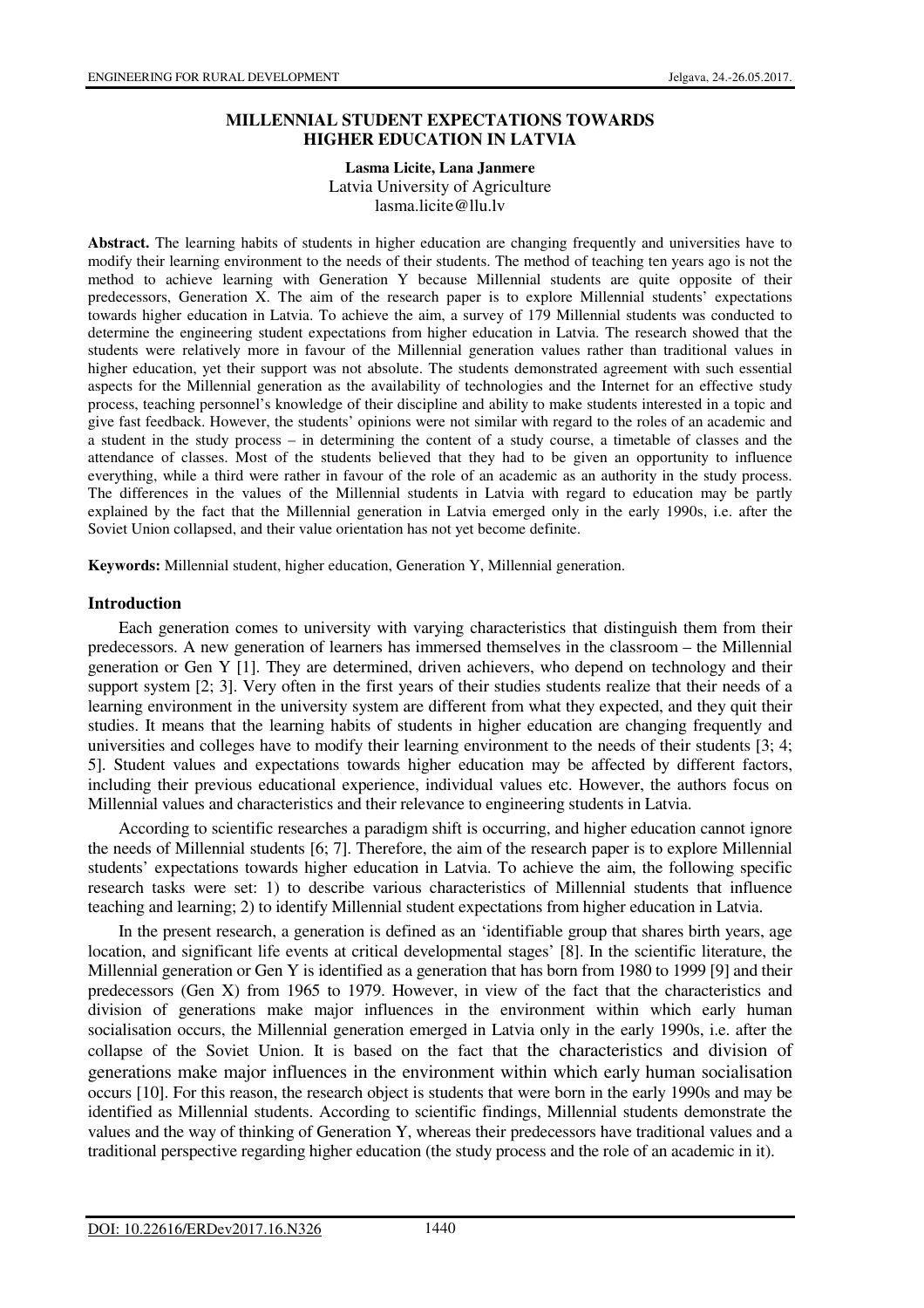# MILLENNIAL STUDENT EXPECTATIONS TOWARDS HIGHER EDUCATION IN LATVIA

**Lasma Licite, Lana Janmere**
Latvia University of Agriculture
lasma.licite@llu.lv

**Abstract.** The learning habits of students in higher education are changing frequently and universities have to modify their learning environment to the needs of their students. The method of teaching ten years ago is not the method to achieve learning with Generation Y because Millennial students are quite opposite of their predecessors, Generation X. The aim of the research paper is to explore Millennial students' expectations towards higher education in Latvia. To achieve the aim, a survey of 179 Millennial students was conducted to determine the engineering student expectations from higher education in Latvia. The research showed that the students were relatively more in favour of the Millennial generation values rather than traditional values in higher education, yet their support was not absolute. The students demonstrated agreement with such essential aspects for the Millennial generation as the availability of technologies and the Internet for an effective study process, teaching personnel's knowledge of their discipline and ability to make students interested in a topic and give fast feedback. However, the students' opinions were not similar with regard to the roles of an academic and a student in the study process – in determining the content of a study course, a timetable of classes and the attendance of classes. Most of the students believed that they had to be given an opportunity to influence everything, while a third were rather in favour of the role of an academic as an authority in the study process. The differences in the values of the Millennial students in Latvia with regard to education may be partly explained by the fact that the Millennial generation in Latvia emerged only in the early 1990s, i.e. after the Soviet Union collapsed, and their value orientation has not yet become definite.

**Keywords:** Millennial student, higher education, Generation Y, Millennial generation.

## Introduction

Each generation comes to university with varying characteristics that distinguish them from their predecessors. A new generation of learners has immersed themselves in the classroom – the Millennial generation or Gen Y [1]. They are determined, driven achievers, who depend on technology and their support system [2; 3]. Very often in the first years of their studies students realize that their needs of a learning environment in the university system are different from what they expected, and they quit their studies. It means that the learning habits of students in higher education are changing frequently and universities and colleges have to modify their learning environment to the needs of their students [3; 4; 5]. Student values and expectations towards higher education may be affected by different factors, including their previous educational experience, individual values etc. However, the authors focus on Millennial values and characteristics and their relevance to engineering students in Latvia.

According to scientific researches a paradigm shift is occurring, and higher education cannot ignore the needs of Millennial students [6; 7]. Therefore, the aim of the research paper is to explore Millennial students' expectations towards higher education in Latvia. To achieve the aim, the following specific research tasks were set: 1) to describe various characteristics of Millennial students that influence teaching and learning; 2) to identify Millennial student expectations from higher education in Latvia.

In the present research, a generation is defined as an 'identifiable group that shares birth years, age location, and significant life events at critical developmental stages' [8]. In the scientific literature, the Millennial generation or Gen Y is identified as a generation that has born from 1980 to 1999 [9] and their predecessors (Gen X) from 1965 to 1979. However, in view of the fact that the characteristics and division of generations make major influences in the environment within which early human socialisation occurs, the Millennial generation emerged in Latvia only in the early 1990s, i.e. after the collapse of the Soviet Union. It is based on the fact that the characteristics and division of generations make major influences in the environment within which early human socialisation occurs [10]. For this reason, the research object is students that were born in the early 1990s and may be identified as Millennial students. According to scientific findings, Millennial students demonstrate the values and the way of thinking of Generation Y, whereas their predecessors have traditional values and a traditional perspective regarding higher education (the study process and the role of an academic in it).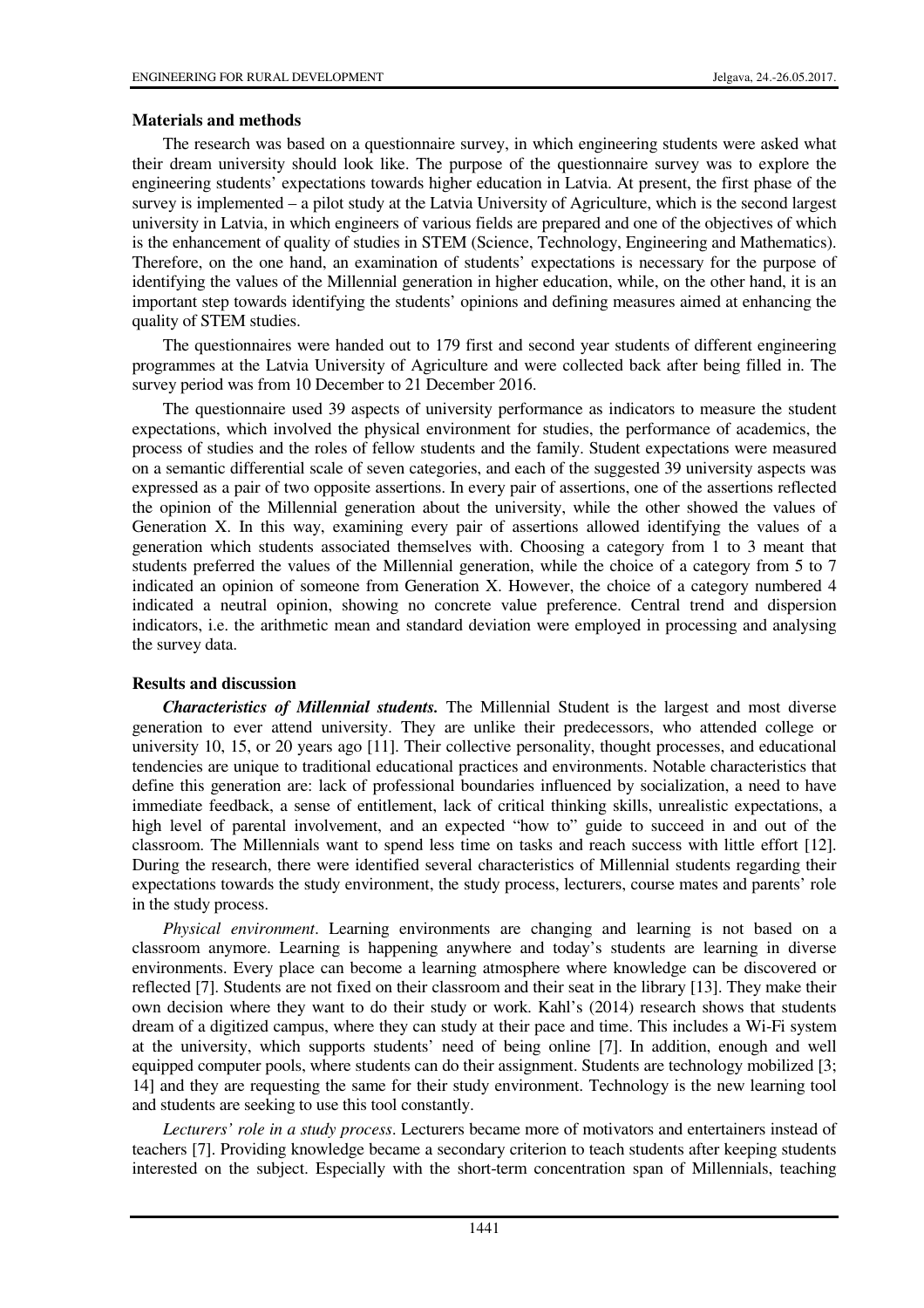## Materials and methods

The research was based on a questionnaire survey, in which engineering students were asked what their dream university should look like. The purpose of the questionnaire survey was to explore the engineering students' expectations towards higher education in Latvia. At present, the first phase of the survey is implemented – a pilot study at the Latvia University of Agriculture, which is the second largest university in Latvia, in which engineers of various fields are prepared and one of the objectives of which is the enhancement of quality of studies in STEM (Science, Technology, Engineering and Mathematics). Therefore, on the one hand, an examination of students' expectations is necessary for the purpose of identifying the values of the Millennial generation in higher education, while, on the other hand, it is an important step towards identifying the students' opinions and defining measures aimed at enhancing the quality of STEM studies.

The questionnaires were handed out to 179 first and second year students of different engineering programmes at the Latvia University of Agriculture and were collected back after being filled in. The survey period was from 10 December to 21 December 2016.

The questionnaire used 39 aspects of university performance as indicators to measure the student expectations, which involved the physical environment for studies, the performance of academics, the process of studies and the roles of fellow students and the family. Student expectations were measured on a semantic differential scale of seven categories, and each of the suggested 39 university aspects was expressed as a pair of two opposite assertions. In every pair of assertions, one of the assertions reflected the opinion of the Millennial generation about the university, while the other showed the values of Generation X. In this way, examining every pair of assertions allowed identifying the values of a generation which students associated themselves with. Choosing a category from 1 to 3 meant that students preferred the values of the Millennial generation, while the choice of a category from 5 to 7 indicated an opinion of someone from Generation X. However, the choice of a category numbered 4 indicated a neutral opinion, showing no concrete value preference. Central trend and dispersion indicators, i.e. the arithmetic mean and standard deviation were employed in processing and analysing the survey data.

## Results and discussion

***Characteristics of Millennial students.*** The Millennial Student is the largest and most diverse generation to ever attend university. They are unlike their predecessors, who attended college or university 10, 15, or 20 years ago [11]. Their collective personality, thought processes, and educational tendencies are unique to traditional educational practices and environments. Notable characteristics that define this generation are: lack of professional boundaries influenced by socialization, a need to have immediate feedback, a sense of entitlement, lack of critical thinking skills, unrealistic expectations, a high level of parental involvement, and an expected "how to" guide to succeed in and out of the classroom. The Millennials want to spend less time on tasks and reach success with little effort [12]. During the research, there were identified several characteristics of Millennial students regarding their expectations towards the study environment, the study process, lecturers, course mates and parents' role in the study process.

*Physical environment*. Learning environments are changing and learning is not based on a classroom anymore. Learning is happening anywhere and today's students are learning in diverse environments. Every place can become a learning atmosphere where knowledge can be discovered or reflected [7]. Students are not fixed on their classroom and their seat in the library [13]. They make their own decision where they want to do their study or work. Kahl's (2014) research shows that students dream of a digitized campus, where they can study at their pace and time. This includes a Wi-Fi system at the university, which supports students' need of being online [7]. In addition, enough and well equipped computer pools, where students can do their assignment. Students are technology mobilized [3; 14] and they are requesting the same for their study environment. Technology is the new learning tool and students are seeking to use this tool constantly.

*Lecturers' role in a study process*. Lecturers became more of motivators and entertainers instead of teachers [7]. Providing knowledge became a secondary criterion to teach students after keeping students interested on the subject. Especially with the short-term concentration span of Millennials, teaching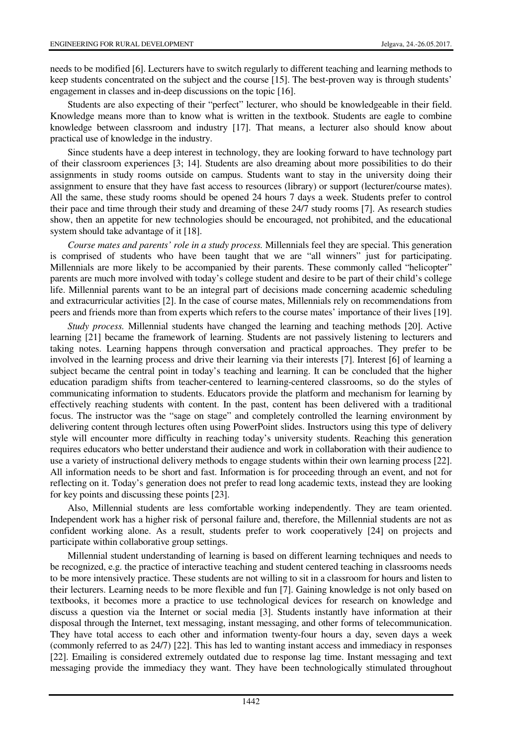needs to be modified [6]. Lecturers have to switch regularly to different teaching and learning methods to keep students concentrated on the subject and the course [15]. The best-proven way is through students' engagement in classes and in-deep discussions on the topic [16].

Students are also expecting of their "perfect" lecturer, who should be knowledgeable in their field. Knowledge means more than to know what is written in the textbook. Students are eagle to combine knowledge between classroom and industry [17]. That means, a lecturer also should know about practical use of knowledge in the industry.

Since students have a deep interest in technology, they are looking forward to have technology part of their classroom experiences [3; 14]. Students are also dreaming about more possibilities to do their assignments in study rooms outside on campus. Students want to stay in the university doing their assignment to ensure that they have fast access to resources (library) or support (lecturer/course mates). All the same, these study rooms should be opened 24 hours 7 days a week. Students prefer to control their pace and time through their study and dreaming of these 24/7 study rooms [7]. As research studies show, then an appetite for new technologies should be encouraged, not prohibited, and the educational system should take advantage of it [18].

*Course mates and parents' role in a study process.* Millennials feel they are special. This generation is comprised of students who have been taught that we are "all winners" just for participating. Millennials are more likely to be accompanied by their parents. These commonly called "helicopter" parents are much more involved with today's college student and desire to be part of their child's college life. Millennial parents want to be an integral part of decisions made concerning academic scheduling and extracurricular activities [2]. In the case of course mates, Millennials rely on recommendations from peers and friends more than from experts which refers to the course mates' importance of their lives [19].

*Study process.* Millennial students have changed the learning and teaching methods [20]. Active learning [21] became the framework of learning. Students are not passively listening to lecturers and taking notes. Learning happens through conversation and practical approaches. They prefer to be involved in the learning process and drive their learning via their interests [7]. Interest [6] of learning a subject became the central point in today's teaching and learning. It can be concluded that the higher education paradigm shifts from teacher-centered to learning-centered classrooms, so do the styles of communicating information to students. Educators provide the platform and mechanism for learning by effectively reaching students with content. In the past, content has been delivered with a traditional focus. The instructor was the "sage on stage" and completely controlled the learning environment by delivering content through lectures often using PowerPoint slides. Instructors using this type of delivery style will encounter more difficulty in reaching today's university students. Reaching this generation requires educators who better understand their audience and work in collaboration with their audience to use a variety of instructional delivery methods to engage students within their own learning process [22]. All information needs to be short and fast. Information is for proceeding through an event, and not for reflecting on it. Today's generation does not prefer to read long academic texts, instead they are looking for key points and discussing these points [23].

Also, Millennial students are less comfortable working independently. They are team oriented. Independent work has a higher risk of personal failure and, therefore, the Millennial students are not as confident working alone. As a result, students prefer to work cooperatively [24] on projects and participate within collaborative group settings.

Millennial student understanding of learning is based on different learning techniques and needs to be recognized, e.g. the practice of interactive teaching and student centered teaching in classrooms needs to be more intensively practice. These students are not willing to sit in a classroom for hours and listen to their lecturers. Learning needs to be more flexible and fun [7]. Gaining knowledge is not only based on textbooks, it becomes more a practice to use technological devices for research on knowledge and discuss a question via the Internet or social media [3]. Students instantly have information at their disposal through the Internet, text messaging, instant messaging, and other forms of telecommunication. They have total access to each other and information twenty-four hours a day, seven days a week (commonly referred to as 24/7) [22]. This has led to wanting instant access and immediacy in responses [22]. Emailing is considered extremely outdated due to response lag time. Instant messaging and text messaging provide the immediacy they want. They have been technologically stimulated throughout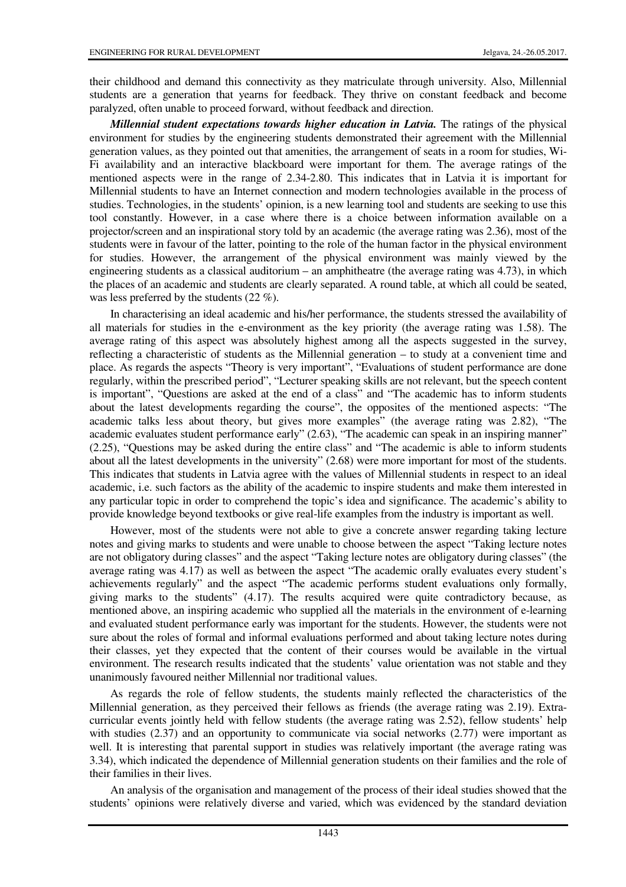their childhood and demand this connectivity as they matriculate through university. Also, Millennial students are a generation that yearns for feedback. They thrive on constant feedback and become paralyzed, often unable to proceed forward, without feedback and direction.

***Millennial student expectations towards higher education in Latvia.*** The ratings of the physical environment for studies by the engineering students demonstrated their agreement with the Millennial generation values, as they pointed out that amenities, the arrangement of seats in a room for studies, Wi-Fi availability and an interactive blackboard were important for them. The average ratings of the mentioned aspects were in the range of 2.34-2.80. This indicates that in Latvia it is important for Millennial students to have an Internet connection and modern technologies available in the process of studies. Technologies, in the students' opinion, is a new learning tool and students are seeking to use this tool constantly. However, in a case where there is a choice between information available on a projector/screen and an inspirational story told by an academic (the average rating was 2.36), most of the students were in favour of the latter, pointing to the role of the human factor in the physical environment for studies. However, the arrangement of the physical environment was mainly viewed by the engineering students as a classical auditorium – an amphitheatre (the average rating was 4.73), in which the places of an academic and students are clearly separated. A round table, at which all could be seated, was less preferred by the students (22 %).

In characterising an ideal academic and his/her performance, the students stressed the availability of all materials for studies in the e-environment as the key priority (the average rating was 1.58). The average rating of this aspect was absolutely highest among all the aspects suggested in the survey, reflecting a characteristic of students as the Millennial generation – to study at a convenient time and place. As regards the aspects "Theory is very important", "Evaluations of student performance are done regularly, within the prescribed period", "Lecturer speaking skills are not relevant, but the speech content is important", "Questions are asked at the end of a class" and "The academic has to inform students about the latest developments regarding the course", the opposites of the mentioned aspects: "The academic talks less about theory, but gives more examples" (the average rating was 2.82), "The academic evaluates student performance early" (2.63), "The academic can speak in an inspiring manner" (2.25), "Questions may be asked during the entire class" and "The academic is able to inform students about all the latest developments in the university" (2.68) were more important for most of the students. This indicates that students in Latvia agree with the values of Millennial students in respect to an ideal academic, i.e. such factors as the ability of the academic to inspire students and make them interested in any particular topic in order to comprehend the topic's idea and significance. The academic's ability to provide knowledge beyond textbooks or give real-life examples from the industry is important as well.

However, most of the students were not able to give a concrete answer regarding taking lecture notes and giving marks to students and were unable to choose between the aspect "Taking lecture notes are not obligatory during classes" and the aspect "Taking lecture notes are obligatory during classes" (the average rating was 4.17) as well as between the aspect "The academic orally evaluates every student's achievements regularly" and the aspect "The academic performs student evaluations only formally, giving marks to the students" (4.17). The results acquired were quite contradictory because, as mentioned above, an inspiring academic who supplied all the materials in the environment of e-learning and evaluated student performance early was important for the students. However, the students were not sure about the roles of formal and informal evaluations performed and about taking lecture notes during their classes, yet they expected that the content of their courses would be available in the virtual environment. The research results indicated that the students' value orientation was not stable and they unanimously favoured neither Millennial nor traditional values.

As regards the role of fellow students, the students mainly reflected the characteristics of the Millennial generation, as they perceived their fellows as friends (the average rating was 2.19). Extra-curricular events jointly held with fellow students (the average rating was 2.52), fellow students' help with studies (2.37) and an opportunity to communicate via social networks (2.77) were important as well. It is interesting that parental support in studies was relatively important (the average rating was 3.34), which indicated the dependence of Millennial generation students on their families and the role of their families in their lives.

An analysis of the organisation and management of the process of their ideal studies showed that the students' opinions were relatively diverse and varied, which was evidenced by the standard deviation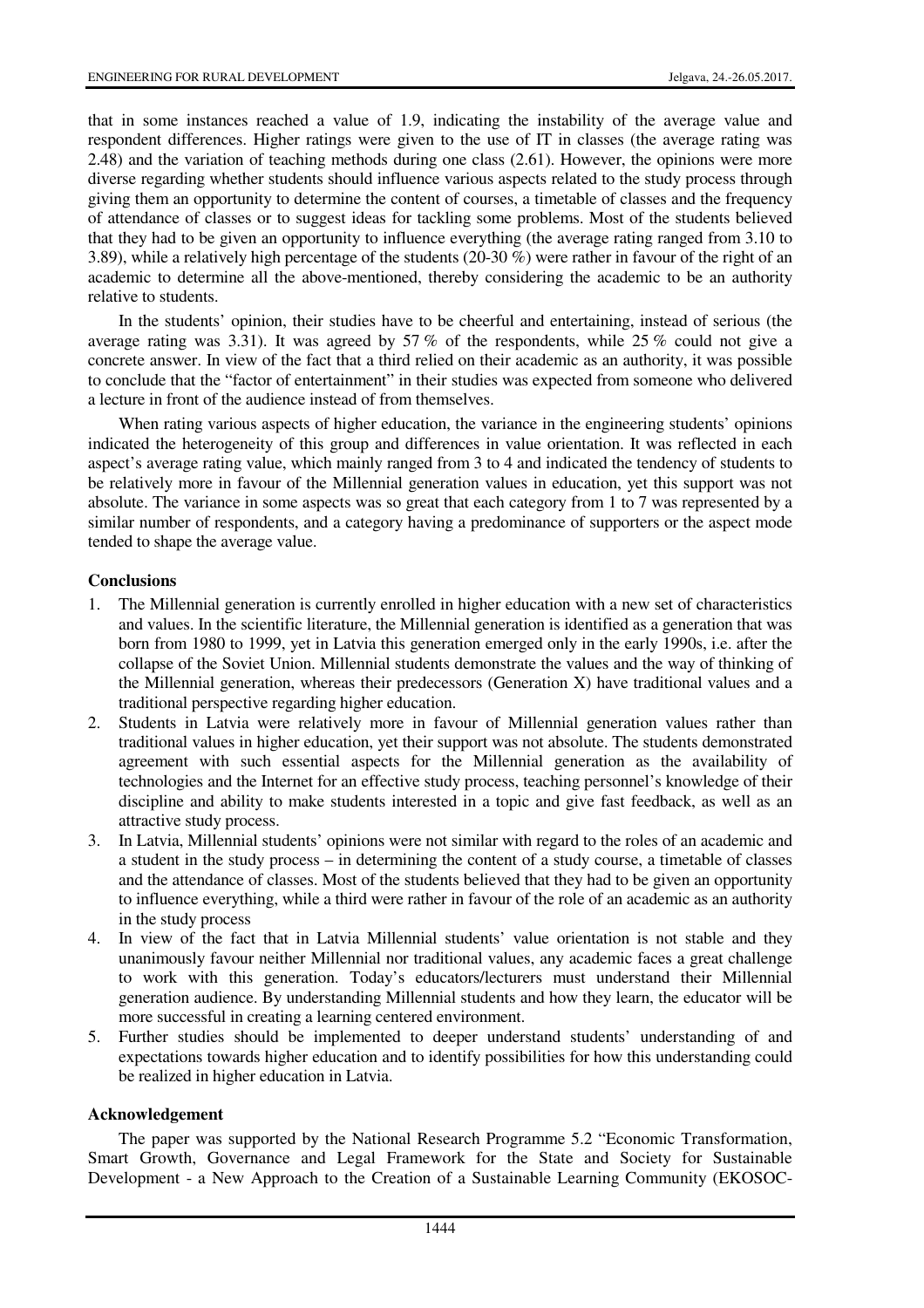that in some instances reached a value of 1.9, indicating the instability of the average value and respondent differences. Higher ratings were given to the use of IT in classes (the average rating was 2.48) and the variation of teaching methods during one class (2.61). However, the opinions were more diverse regarding whether students should influence various aspects related to the study process through giving them an opportunity to determine the content of courses, a timetable of classes and the frequency of attendance of classes or to suggest ideas for tackling some problems. Most of the students believed that they had to be given an opportunity to influence everything (the average rating ranged from 3.10 to 3.89), while a relatively high percentage of the students (20-30 %) were rather in favour of the right of an academic to determine all the above-mentioned, thereby considering the academic to be an authority relative to students.

In the students' opinion, their studies have to be cheerful and entertaining, instead of serious (the average rating was 3.31). It was agreed by 57 % of the respondents, while 25 % could not give a concrete answer. In view of the fact that a third relied on their academic as an authority, it was possible to conclude that the "factor of entertainment" in their studies was expected from someone who delivered a lecture in front of the audience instead of from themselves.

When rating various aspects of higher education, the variance in the engineering students' opinions indicated the heterogeneity of this group and differences in value orientation. It was reflected in each aspect's average rating value, which mainly ranged from 3 to 4 and indicated the tendency of students to be relatively more in favour of the Millennial generation values in education, yet this support was not absolute. The variance in some aspects was so great that each category from 1 to 7 was represented by a similar number of respondents, and a category having a predominance of supporters or the aspect mode tended to shape the average value.

## Conclusions

1. The Millennial generation is currently enrolled in higher education with a new set of characteristics and values. In the scientific literature, the Millennial generation is identified as a generation that was born from 1980 to 1999, yet in Latvia this generation emerged only in the early 1990s, i.e. after the collapse of the Soviet Union. Millennial students demonstrate the values and the way of thinking of the Millennial generation, whereas their predecessors (Generation X) have traditional values and a traditional perspective regarding higher education.
2. Students in Latvia were relatively more in favour of Millennial generation values rather than traditional values in higher education, yet their support was not absolute. The students demonstrated agreement with such essential aspects for the Millennial generation as the availability of technologies and the Internet for an effective study process, teaching personnel's knowledge of their discipline and ability to make students interested in a topic and give fast feedback, as well as an attractive study process.
3. In Latvia, Millennial students' opinions were not similar with regard to the roles of an academic and a student in the study process – in determining the content of a study course, a timetable of classes and the attendance of classes. Most of the students believed that they had to be given an opportunity to influence everything, while a third were rather in favour of the role of an academic as an authority in the study process
4. In view of the fact that in Latvia Millennial students' value orientation is not stable and they unanimously favour neither Millennial nor traditional values, any academic faces a great challenge to work with this generation. Today's educators/lecturers must understand their Millennial generation audience. By understanding Millennial students and how they learn, the educator will be more successful in creating a learning centered environment.
5. Further studies should be implemented to deeper understand students' understanding of and expectations towards higher education and to identify possibilities for how this understanding could be realized in higher education in Latvia.

## Acknowledgement

The paper was supported by the National Research Programme 5.2 "Economic Transformation, Smart Growth, Governance and Legal Framework for the State and Society for Sustainable Development - a New Approach to the Creation of a Sustainable Learning Community (EKOSOC-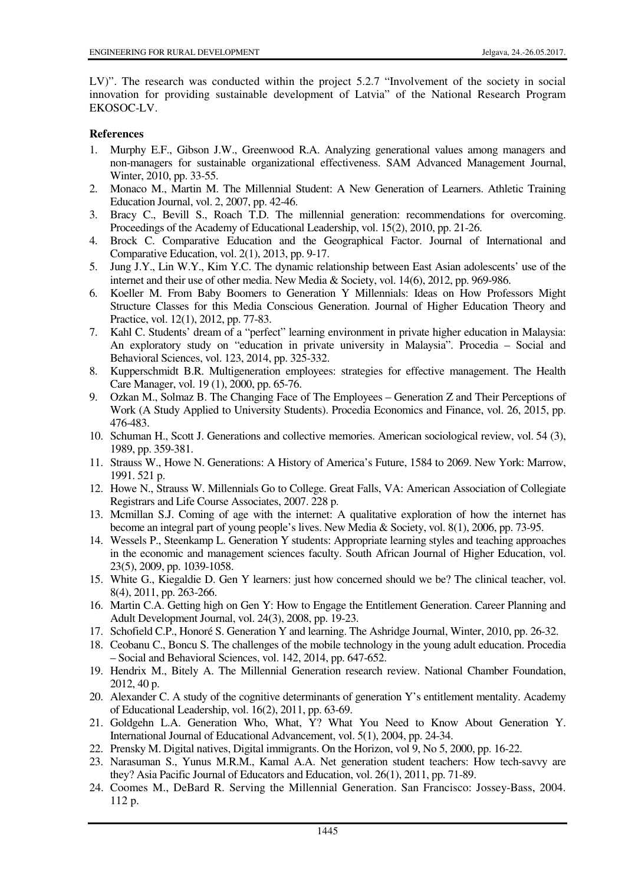LV)". The research was conducted within the project 5.2.7 "Involvement of the society in social innovation for providing sustainable development of Latvia" of the National Research Program EKOSOC-LV.

## References

1. Murphy E.F., Gibson J.W., Greenwood R.A. Analyzing generational values among managers and non-managers for sustainable organizational effectiveness. SAM Advanced Management Journal, Winter, 2010, pp. 33-55.
2. Monaco M., Martin M. The Millennial Student: A New Generation of Learners. Athletic Training Education Journal, vol. 2, 2007, pp. 42-46.
3. Bracy C., Bevill S., Roach T.D. The millennial generation: recommendations for overcoming. Proceedings of the Academy of Educational Leadership, vol. 15(2), 2010, pp. 21-26.
4. Brock C. Comparative Education and the Geographical Factor. Journal of International and Comparative Education, vol. 2(1), 2013, pp. 9-17.
5. Jung J.Y., Lin W.Y., Kim Y.C. The dynamic relationship between East Asian adolescents' use of the internet and their use of other media. New Media & Society, vol. 14(6), 2012, pp. 969-986.
6. Koeller M. From Baby Boomers to Generation Y Millennials: Ideas on How Professors Might Structure Classes for this Media Conscious Generation. Journal of Higher Education Theory and Practice, vol. 12(1), 2012, pp. 77-83.
7. Kahl C. Students' dream of a "perfect" learning environment in private higher education in Malaysia: An exploratory study on "education in private university in Malaysia". Procedia – Social and Behavioral Sciences, vol. 123, 2014, pp. 325-332.
8. Kupperschmidt B.R. Multigeneration employees: strategies for effective management. The Health Care Manager, vol. 19 (1), 2000, pp. 65-76.
9. Ozkan M., Solmaz B. The Changing Face of The Employees – Generation Z and Their Perceptions of Work (A Study Applied to University Students). Procedia Economics and Finance, vol. 26, 2015, pp. 476-483.
10. Schuman H., Scott J. Generations and collective memories. American sociological review, vol. 54 (3), 1989, pp. 359-381.
11. Strauss W., Howe N. Generations: A History of America's Future, 1584 to 2069. New York: Marrow, 1991. 521 p.
12. Howe N., Strauss W. Millennials Go to College. Great Falls, VA: American Association of Collegiate Registrars and Life Course Associates, 2007. 228 p.
13. Mcmillan S.J. Coming of age with the internet: A qualitative exploration of how the internet has become an integral part of young people's lives. New Media & Society, vol. 8(1), 2006, pp. 73-95.
14. Wessels P., Steenkamp L. Generation Y students: Appropriate learning styles and teaching approaches in the economic and management sciences faculty. South African Journal of Higher Education, vol. 23(5), 2009, pp. 1039-1058.
15. White G., Kiegaldie D. Gen Y learners: just how concerned should we be? The clinical teacher, vol. 8(4), 2011, pp. 263-266.
16. Martin C.A. Getting high on Gen Y: How to Engage the Entitlement Generation. Career Planning and Adult Development Journal, vol. 24(3), 2008, pp. 19-23.
17. Schofield C.P., Honoré S. Generation Y and learning. The Ashridge Journal, Winter, 2010, pp. 26-32.
18. Ceobanu C., Boncu S. The challenges of the mobile technology in the young adult education. Procedia – Social and Behavioral Sciences, vol. 142, 2014, pp. 647-652.
19. Hendrix M., Bitely A. The Millennial Generation research review. National Chamber Foundation, 2012, 40 p.
20. Alexander C. A study of the cognitive determinants of generation Y's entitlement mentality. Academy of Educational Leadership, vol. 16(2), 2011, pp. 63-69.
21. Goldgehn L.A. Generation Who, What, Y? What You Need to Know About Generation Y. International Journal of Educational Advancement, vol. 5(1), 2004, pp. 24-34.
22. Prensky M. Digital natives, Digital immigrants. On the Horizon, vol 9, No 5, 2000, pp. 16-22.
23. Narasuman S., Yunus M.R.M., Kamal A.A. Net generation student teachers: How tech-savvy are they? Asia Pacific Journal of Educators and Education, vol. 26(1), 2011, pp. 71-89.
24. Coomes M., DeBard R. Serving the Millennial Generation. San Francisco: Jossey-Bass, 2004. 112 p.